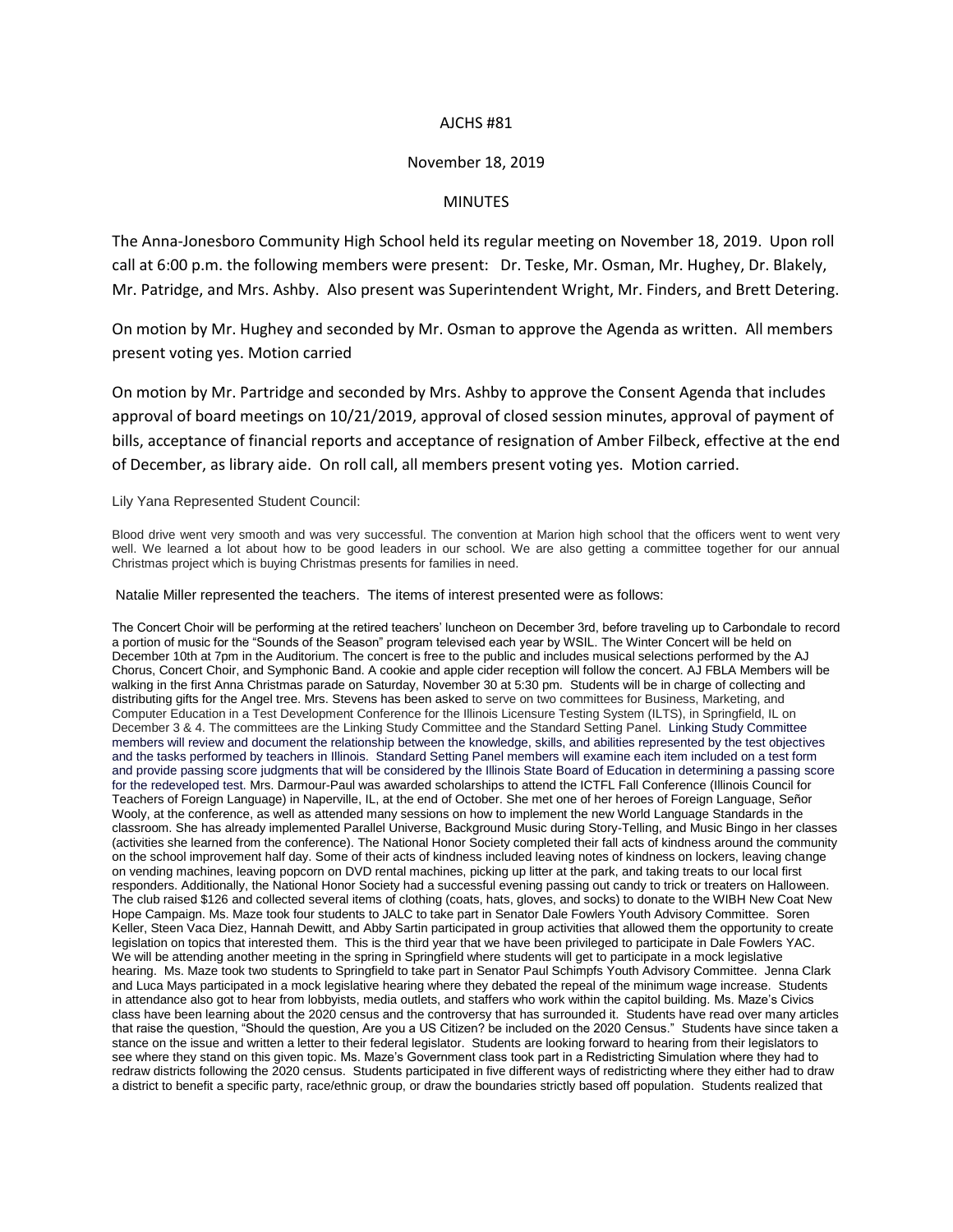AJCHS #81

November 18, 2019

MINUTES

The Anna-Jonesboro Community High School held its regular meeting on November 18, 2019. Upon roll call at 6:00 p.m. the following members were present: Dr. Teske, Mr. Osman, Mr. Hughey, Dr. Blakely, Mr. Patridge, and Mrs. Ashby. Also present was Superintendent Wright, Mr. Finders, and Brett Detering.

On motion by Mr. Hughey and seconded by Mr. Osman to approve the Agenda as written. All members present voting yes. Motion carried

On motion by Mr. Partridge and seconded by Mrs. Ashby to approve the Consent Agenda that includes approval of board meetings on 10/21/2019, approval of closed session minutes, approval of payment of bills, acceptance of financial reports and acceptance of resignation of Amber Filbeck, effective at the end of December, as library aide. On roll call, all members present voting yes. Motion carried.

Lily Yana Represented Student Council:

Blood drive went very smooth and was very successful. The convention at Marion high school that the officers went to went very well. We learned a lot about how to be good leaders in our school. We are also getting a committee together for our annual Christmas project which is buying Christmas presents for families in need.

Natalie Miller represented the teachers. The items of interest presented were as follows:

The Concert Choir will be performing at the retired teachers' luncheon on December 3rd, before traveling up to Carbondale to record a portion of music for the "Sounds of the Season" program televised each year by WSIL. The Winter Concert will be held on December 10th at 7pm in the Auditorium. The concert is free to the public and includes musical selections performed by the AJ Chorus, Concert Choir, and Symphonic Band. A cookie and apple cider reception will follow the concert. AJ FBLA Members will be walking in the first Anna Christmas parade on Saturday, November 30 at 5:30 pm. Students will be in charge of collecting and distributing gifts for the Angel tree. Mrs. Stevens has been asked to serve on two committees for Business, Marketing, and Computer Education in a Test Development Conference for the Illinois Licensure Testing System (ILTS), in Springfield, IL on December 3 & 4. The committees are the Linking Study Committee and the Standard Setting Panel. Linking Study Committee members will review and document the relationship between the knowledge, skills, and abilities represented by the test objectives and the tasks performed by teachers in Illinois. Standard Setting Panel members will examine each item included on a test form and provide passing score judgments that will be considered by the Illinois State Board of Education in determining a passing score for the redeveloped test. Mrs. Darmour-Paul was awarded scholarships to attend the ICTFL Fall Conference (Illinois Council for Teachers of Foreign Language) in Naperville, IL, at the end of October. She met one of her heroes of Foreign Language, Señor Wooly, at the conference, as well as attended many sessions on how to implement the new World Language Standards in the classroom. She has already implemented Parallel Universe, Background Music during Story-Telling, and Music Bingo in her classes (activities she learned from the conference). The National Honor Society completed their fall acts of kindness around the community on the school improvement half day. Some of their acts of kindness included leaving notes of kindness on lockers, leaving change on vending machines, leaving popcorn on DVD rental machines, picking up litter at the park, and taking treats to our local first responders. Additionally, the National Honor Society had a successful evening passing out candy to trick or treaters on Halloween. The club raised $126 and collected several items of clothing (coats, hats, gloves, and socks) to donate to the WIBH New Coat New Hope Campaign. Ms. Maze took four students to JALC to take part in Senator Dale Fowlers Youth Advisory Committee. Soren Keller, Steen Vaca Diez, Hannah Dewitt, and Abby Sartin participated in group activities that allowed them the opportunity to create legislation on topics that interested them. This is the third year that we have been privileged to participate in Dale Fowlers YAC. We will be attending another meeting in the spring in Springfield where students will get to participate in a mock legislative hearing. Ms. Maze took two students to Springfield to take part in Senator Paul Schimpfs Youth Advisory Committee. Jenna Clark and Luca Mays participated in a mock legislative hearing where they debated the repeal of the minimum wage increase. Students in attendance also got to hear from lobbyists, media outlets, and staffers who work within the capitol building. Ms. Maze's Civics class have been learning about the 2020 census and the controversy that has surrounded it. Students have read over many articles that raise the question, "Should the question, Are you a US Citizen? be included on the 2020 Census." Students have since taken a stance on the issue and written a letter to their federal legislator. Students are looking forward to hearing from their legislators to see where they stand on this given topic. Ms. Maze's Government class took part in a Redistricting Simulation where they had to redraw districts following the 2020 census. Students participated in five different ways of redistricting where they either had to draw a district to benefit a specific party, race/ethnic group, or draw the boundaries strictly based off population. Students realized that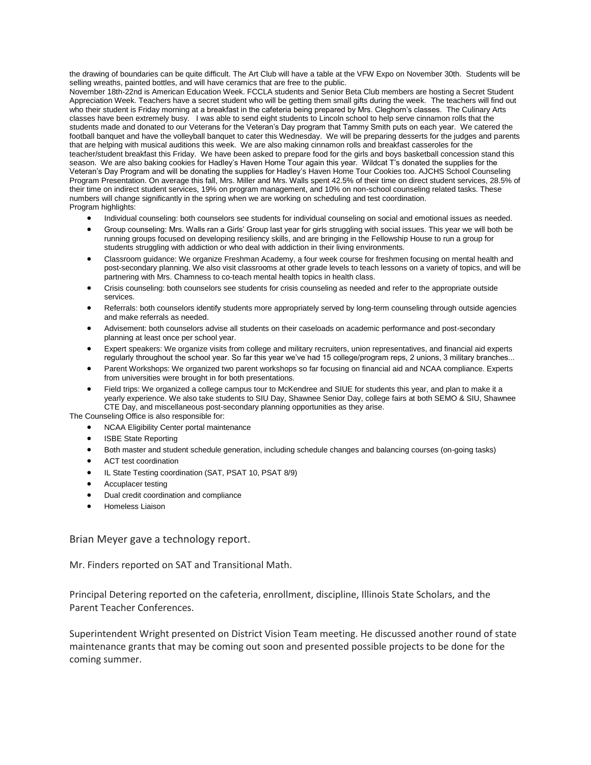the drawing of boundaries can be quite difficult. The Art Club will have a table at the VFW Expo on November 30th. Students will be selling wreaths, painted bottles, and will have ceramics that are free to the public.
November 18th-22nd is American Education Week. FCCLA students and Senior Beta Club members are hosting a Secret Student Appreciation Week. Teachers have a secret student who will be getting them small gifts during the week. The teachers will find out who their student is Friday morning at a breakfast in the cafeteria being prepared by Mrs. Cleghorn's classes. The Culinary Arts classes have been extremely busy. I was able to send eight students to Lincoln school to help serve cinnamon rolls that the students made and donated to our Veterans for the Veteran's Day program that Tammy Smith puts on each year. We catered the football banquet and have the volleyball banquet to cater this Wednesday. We will be preparing desserts for the judges and parents that are helping with musical auditions this week. We are also making cinnamon rolls and breakfast casseroles for the teacher/student breakfast this Friday. We have been asked to prepare food for the girls and boys basketball concession stand this season. We are also baking cookies for Hadley's Haven Home Tour again this year. Wildcat T's donated the supplies for the Veteran's Day Program and will be donating the supplies for Hadley's Haven Home Tour Cookies too. AJCHS School Counseling Program Presentation. On average this fall, Mrs. Miller and Mrs. Walls spent 42.5% of their time on direct student services, 28.5% of their time on indirect student services, 19% on program management, and 10% on non-school counseling related tasks. These numbers will change significantly in the spring when we are working on scheduling and test coordination.
Program highlights:

- Individual counseling: both counselors see students for individual counseling on social and emotional issues as needed.
- Group counseling: Mrs. Walls ran a Girls' Group last year for girls struggling with social issues. This year we will both be running groups focused on developing resiliency skills, and are bringing in the Fellowship House to run a group for students struggling with addiction or who deal with addiction in their living environments.
- Classroom guidance: We organize Freshman Academy, a four week course for freshmen focusing on mental health and post-secondary planning. We also visit classrooms at other grade levels to teach lessons on a variety of topics, and will be partnering with Mrs. Chamness to co-teach mental health topics in health class.
- Crisis counseling: both counselors see students for crisis counseling as needed and refer to the appropriate outside services.
- Referrals: both counselors identify students more appropriately served by long-term counseling through outside agencies and make referrals as needed.
- Advisement: both counselors advise all students on their caseloads on academic performance and post-secondary planning at least once per school year.
- Expert speakers: We organize visits from college and military recruiters, union representatives, and financial aid experts regularly throughout the school year. So far this year we've had 15 college/program reps, 2 unions, 3 military branches...
- Parent Workshops: We organized two parent workshops so far focusing on financial aid and NCAA compliance. Experts from universities were brought in for both presentations.
- Field trips: We organized a college campus tour to McKendree and SIUE for students this year, and plan to make it a yearly experience. We also take students to SIU Day, Shawnee Senior Day, college fairs at both SEMO & SIU, Shawnee CTE Day, and miscellaneous post-secondary planning opportunities as they arise.

The Counseling Office is also responsible for:

- NCAA Eligibility Center portal maintenance
- ISBE State Reporting
- Both master and student schedule generation, including schedule changes and balancing courses (on-going tasks)
- ACT test coordination
- IL State Testing coordination (SAT, PSAT 10, PSAT 8/9)
- Accuplacer testing
- Dual credit coordination and compliance
- Homeless Liaison

Brian Meyer gave a technology report.

Mr. Finders reported on SAT and Transitional Math.

Principal Detering reported on the cafeteria, enrollment, discipline, Illinois State Scholars, and the Parent Teacher Conferences.

Superintendent Wright presented on District Vision Team meeting. He discussed another round of state maintenance grants that may be coming out soon and presented possible projects to be done for the coming summer.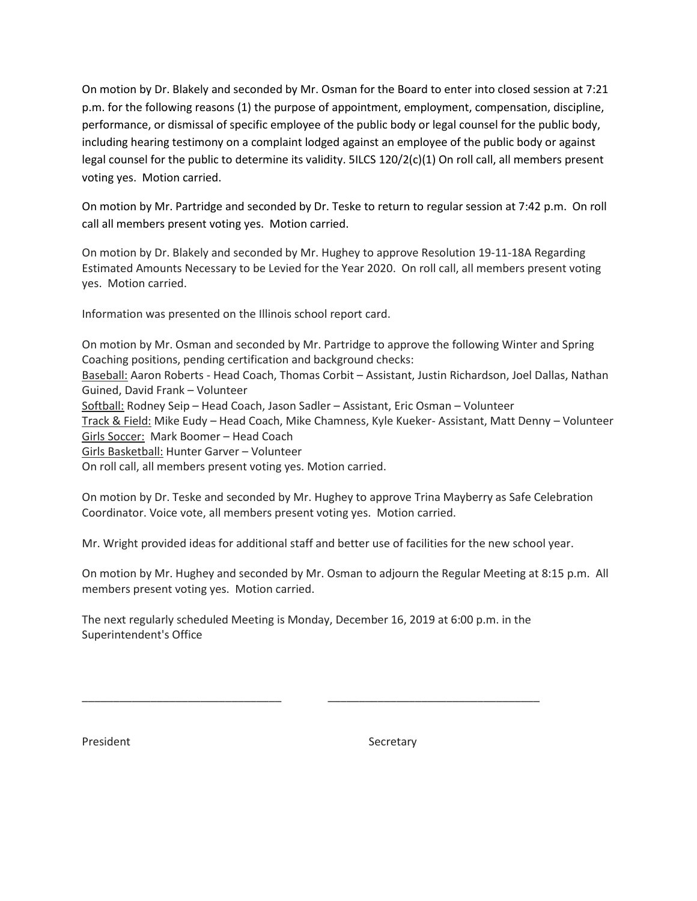On motion by Dr. Blakely and seconded by Mr. Osman for the Board to enter into closed session at 7:21 p.m. for the following reasons (1) the purpose of appointment, employment, compensation, discipline, performance, or dismissal of specific employee of the public body or legal counsel for the public body, including hearing testimony on a complaint lodged against an employee of the public body or against legal counsel for the public to determine its validity. 5ILCS 120/2(c)(1) On roll call, all members present voting yes. Motion carried.

On motion by Mr. Partridge and seconded by Dr. Teske to return to regular session at 7:42 p.m. On roll call all members present voting yes. Motion carried.

On motion by Dr. Blakely and seconded by Mr. Hughey to approve Resolution 19-11-18A Regarding Estimated Amounts Necessary to be Levied for the Year 2020. On roll call, all members present voting yes. Motion carried.

Information was presented on the Illinois school report card.

On motion by Mr. Osman and seconded by Mr. Partridge to approve the following Winter and Spring Coaching positions, pending certification and background checks:
Baseball: Aaron Roberts - Head Coach, Thomas Corbit – Assistant, Justin Richardson, Joel Dallas, Nathan Guined, David Frank – Volunteer
Softball: Rodney Seip – Head Coach, Jason Sadler – Assistant, Eric Osman – Volunteer
Track & Field: Mike Eudy – Head Coach, Mike Chamness, Kyle Kueker- Assistant, Matt Denny – Volunteer
Girls Soccer: Mark Boomer – Head Coach
Girls Basketball: Hunter Garver – Volunteer
On roll call, all members present voting yes. Motion carried.

On motion by Dr. Teske and seconded by Mr. Hughey to approve Trina Mayberry as Safe Celebration Coordinator. Voice vote, all members present voting yes. Motion carried.

Mr. Wright provided ideas for additional staff and better use of facilities for the new school year.

On motion by Mr. Hughey and seconded by Mr. Osman to adjourn the Regular Meeting at 8:15 p.m. All members present voting yes. Motion carried.

The next regularly scheduled Meeting is Monday, December 16, 2019 at 6:00 p.m. in the Superintendent's Office

________________________________ ___________________________________

President Secretary